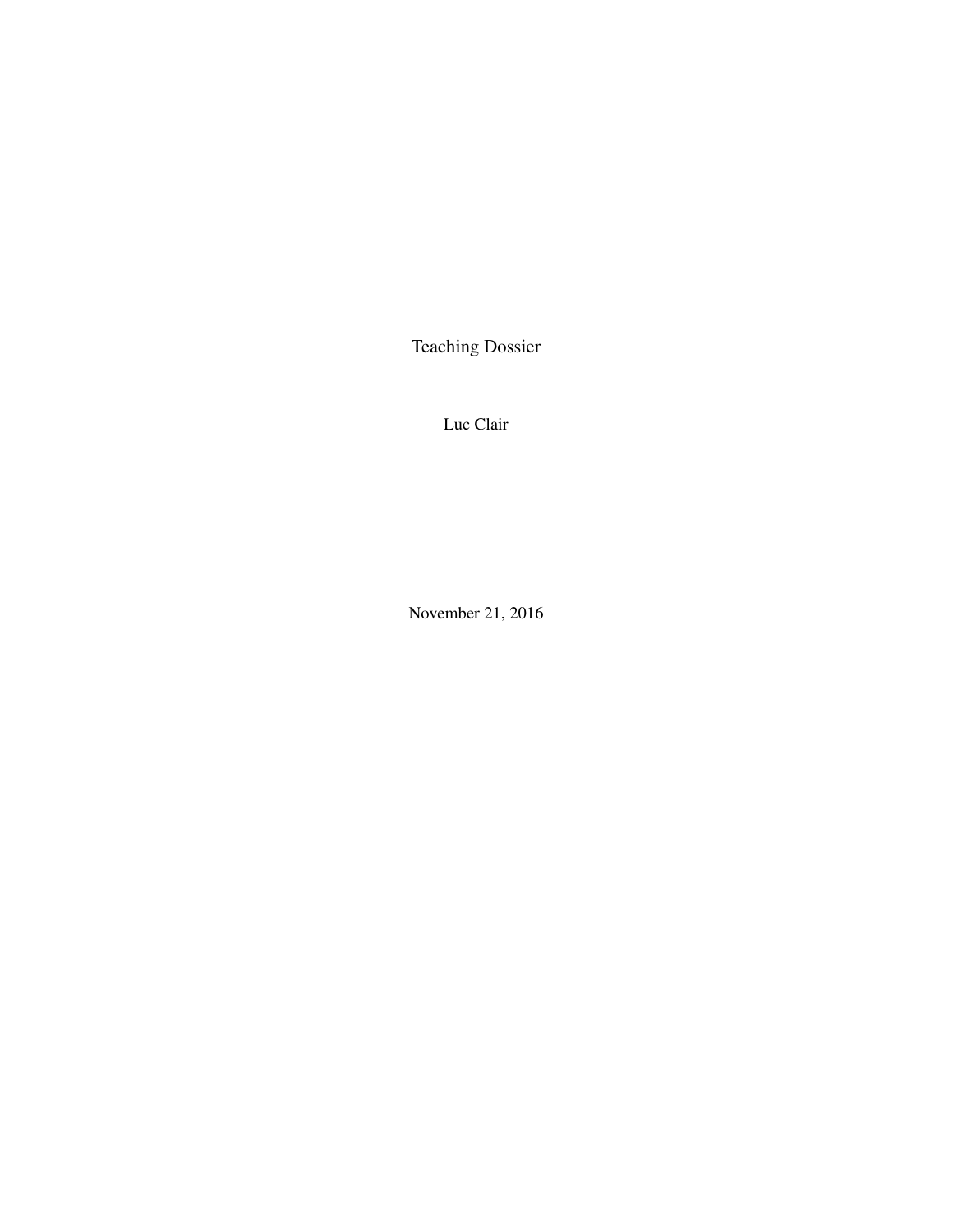# Teaching Dossier

Luc Clair

November 21, 2016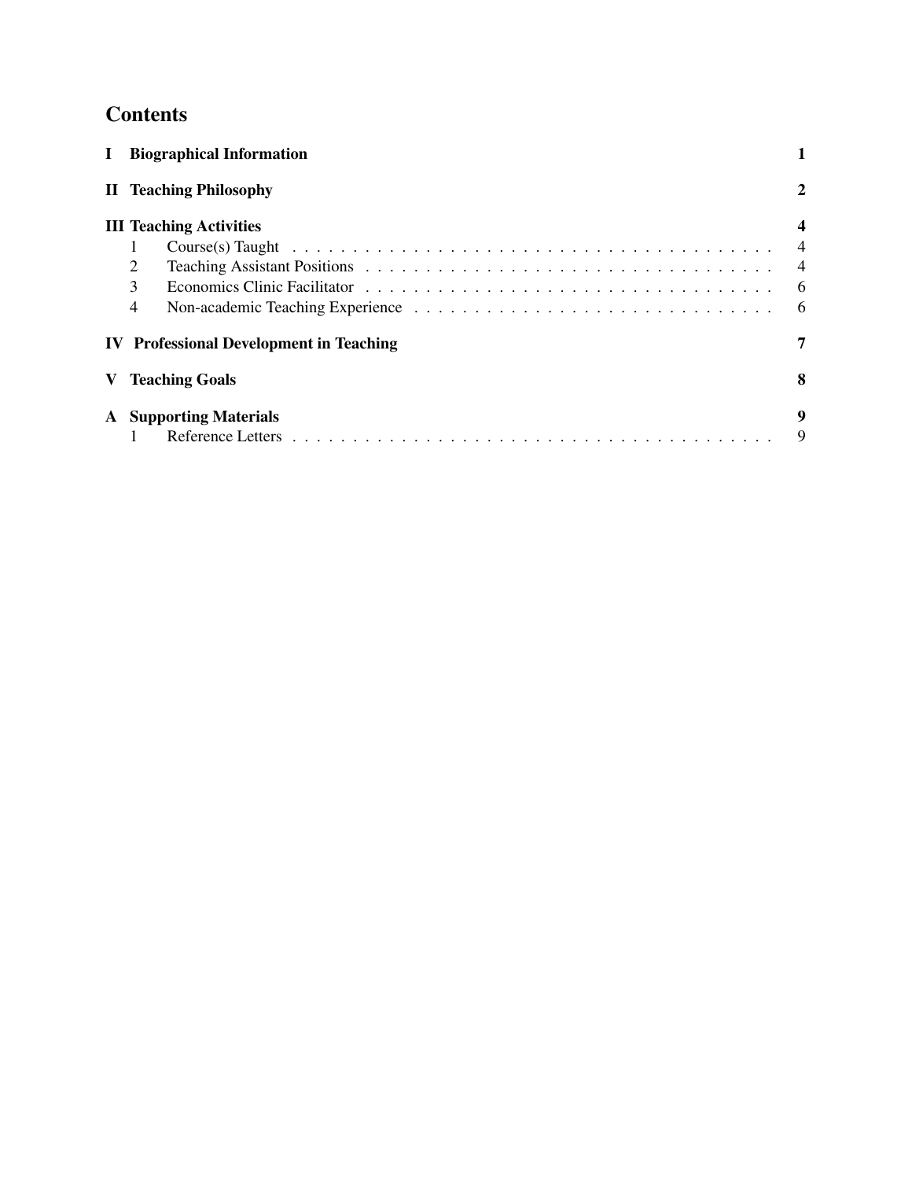# Contents

**I Biographical Information** — 1

**II Teaching Philosophy** — 2

**III Teaching Activities** — 4

- 1 Course(s) Taught — 4
- 2 Teaching Assistant Positions — 4
- 3 Economics Clinic Facilitator — 6
- 4 Non-academic Teaching Experience — 6

**IV Professional Development in Teaching** — 7

**V Teaching Goals** — 8

**A Supporting Materials** — 9

- 1 Reference Letters — 9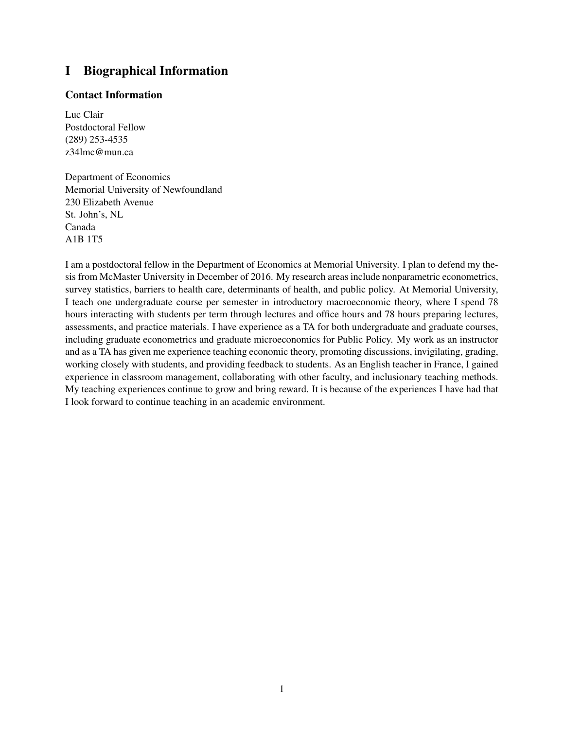# I Biographical Information

## Contact Information

Luc Clair
Postdoctoral Fellow
(289) 253-4535
z34lmc@mun.ca

Department of Economics
Memorial University of Newfoundland
230 Elizabeth Avenue
St. John's, NL
Canada
A1B 1T5

I am a postdoctoral fellow in the Department of Economics at Memorial University. I plan to defend my thesis from McMaster University in December of 2016. My research areas include nonparametric econometrics, survey statistics, barriers to health care, determinants of health, and public policy. At Memorial University, I teach one undergraduate course per semester in introductory macroeconomic theory, where I spend 78 hours interacting with students per term through lectures and office hours and 78 hours preparing lectures, assessments, and practice materials. I have experience as a TA for both undergraduate and graduate courses, including graduate econometrics and graduate microeconomics for Public Policy. My work as an instructor and as a TA has given me experience teaching economic theory, promoting discussions, invigilating, grading, working closely with students, and providing feedback to students. As an English teacher in France, I gained experience in classroom management, collaborating with other faculty, and inclusionary teaching methods. My teaching experiences continue to grow and bring reward. It is because of the experiences I have had that I look forward to continue teaching in an academic environment.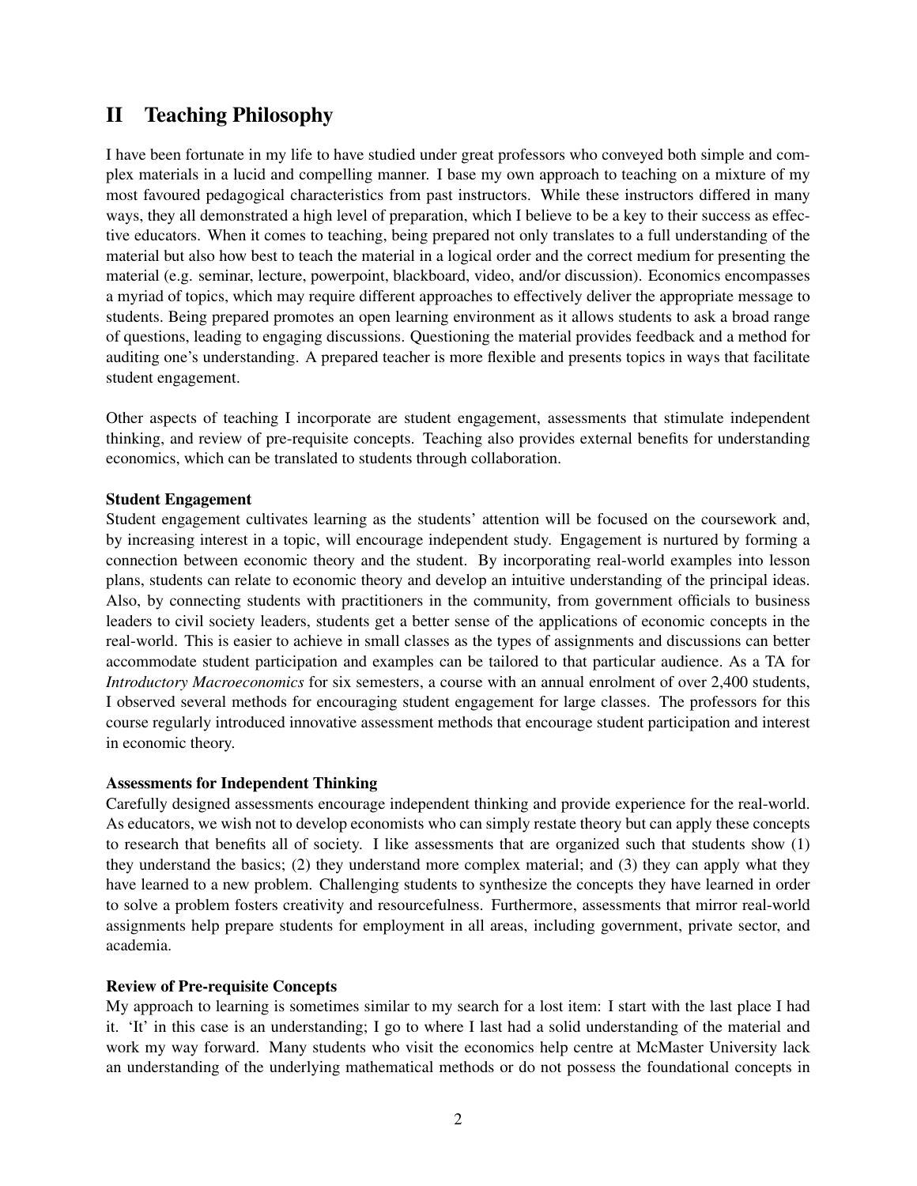## II Teaching Philosophy

I have been fortunate in my life to have studied under great professors who conveyed both simple and complex materials in a lucid and compelling manner. I base my own approach to teaching on a mixture of my most favoured pedagogical characteristics from past instructors. While these instructors differed in many ways, they all demonstrated a high level of preparation, which I believe to be a key to their success as effective educators. When it comes to teaching, being prepared not only translates to a full understanding of the material but also how best to teach the material in a logical order and the correct medium for presenting the material (e.g. seminar, lecture, powerpoint, blackboard, video, and/or discussion). Economics encompasses a myriad of topics, which may require different approaches to effectively deliver the appropriate message to students. Being prepared promotes an open learning environment as it allows students to ask a broad range of questions, leading to engaging discussions. Questioning the material provides feedback and a method for auditing one's understanding. A prepared teacher is more flexible and presents topics in ways that facilitate student engagement.

Other aspects of teaching I incorporate are student engagement, assessments that stimulate independent thinking, and review of pre-requisite concepts. Teaching also provides external benefits for understanding economics, which can be translated to students through collaboration.

**Student Engagement**

Student engagement cultivates learning as the students' attention will be focused on the coursework and, by increasing interest in a topic, will encourage independent study. Engagement is nurtured by forming a connection between economic theory and the student. By incorporating real-world examples into lesson plans, students can relate to economic theory and develop an intuitive understanding of the principal ideas. Also, by connecting students with practitioners in the community, from government officials to business leaders to civil society leaders, students get a better sense of the applications of economic concepts in the real-world. This is easier to achieve in small classes as the types of assignments and discussions can better accommodate student participation and examples can be tailored to that particular audience. As a TA for *Introductory Macroeconomics* for six semesters, a course with an annual enrolment of over 2,400 students, I observed several methods for encouraging student engagement for large classes. The professors for this course regularly introduced innovative assessment methods that encourage student participation and interest in economic theory.

**Assessments for Independent Thinking**

Carefully designed assessments encourage independent thinking and provide experience for the real-world. As educators, we wish not to develop economists who can simply restate theory but can apply these concepts to research that benefits all of society. I like assessments that are organized such that students show (1) they understand the basics; (2) they understand more complex material; and (3) they can apply what they have learned to a new problem. Challenging students to synthesize the concepts they have learned in order to solve a problem fosters creativity and resourcefulness. Furthermore, assessments that mirror real-world assignments help prepare students for employment in all areas, including government, private sector, and academia.

**Review of Pre-requisite Concepts**

My approach to learning is sometimes similar to my search for a lost item: I start with the last place I had it. 'It' in this case is an understanding; I go to where I last had a solid understanding of the material and work my way forward. Many students who visit the economics help centre at McMaster University lack an understanding of the underlying mathematical methods or do not possess the foundational concepts in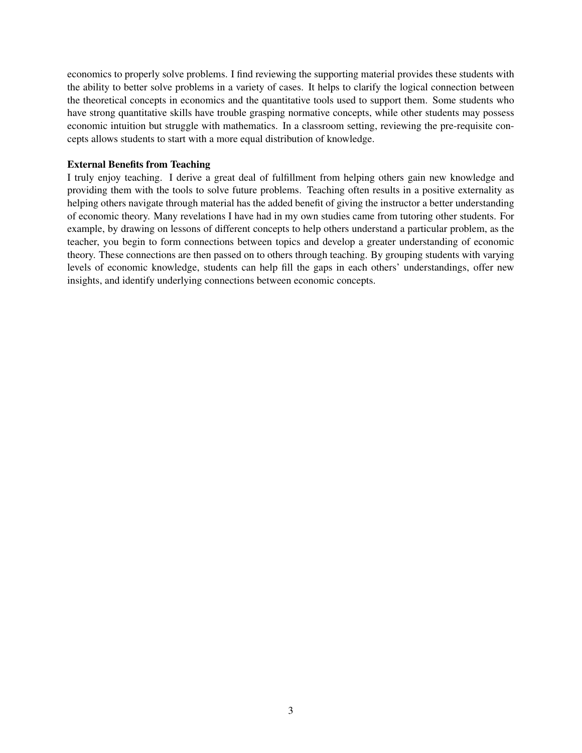economics to properly solve problems. I find reviewing the supporting material provides these students with the ability to better solve problems in a variety of cases. It helps to clarify the logical connection between the theoretical concepts in economics and the quantitative tools used to support them. Some students who have strong quantitative skills have trouble grasping normative concepts, while other students may possess economic intuition but struggle with mathematics. In a classroom setting, reviewing the pre-requisite concepts allows students to start with a more equal distribution of knowledge.

**External Benefits from Teaching**

I truly enjoy teaching. I derive a great deal of fulfillment from helping others gain new knowledge and providing them with the tools to solve future problems. Teaching often results in a positive externality as helping others navigate through material has the added benefit of giving the instructor a better understanding of economic theory. Many revelations I have had in my own studies came from tutoring other students. For example, by drawing on lessons of different concepts to help others understand a particular problem, as the teacher, you begin to form connections between topics and develop a greater understanding of economic theory. These connections are then passed on to others through teaching. By grouping students with varying levels of economic knowledge, students can help fill the gaps in each others' understandings, offer new insights, and identify underlying connections between economic concepts.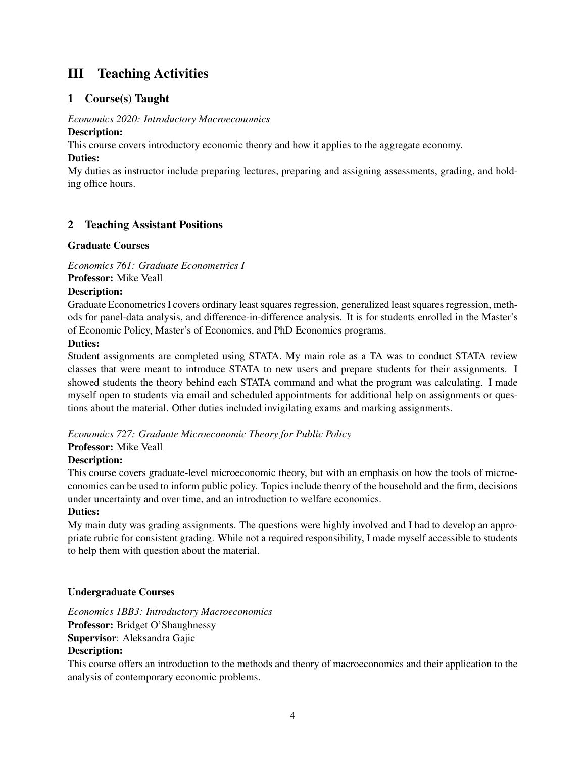# III Teaching Activities

## 1 Course(s) Taught

*Economics 2020: Introductory Macroeconomics*

**Description:**

This course covers introductory economic theory and how it applies to the aggregate economy.

**Duties:**

My duties as instructor include preparing lectures, preparing and assigning assessments, grading, and holding office hours.

## 2 Teaching Assistant Positions

### Graduate Courses

*Economics 761: Graduate Econometrics I*

**Professor:** Mike Veall

**Description:**

Graduate Econometrics I covers ordinary least squares regression, generalized least squares regression, methods for panel-data analysis, and difference-in-difference analysis. It is for students enrolled in the Master's of Economic Policy, Master's of Economics, and PhD Economics programs.

**Duties:**

Student assignments are completed using STATA. My main role as a TA was to conduct STATA review classes that were meant to introduce STATA to new users and prepare students for their assignments. I showed students the theory behind each STATA command and what the program was calculating. I made myself open to students via email and scheduled appointments for additional help on assignments or questions about the material. Other duties included invigilating exams and marking assignments.

*Economics 727: Graduate Microeconomic Theory for Public Policy*

**Professor:** Mike Veall

**Description:**

This course covers graduate-level microeconomic theory, but with an emphasis on how the tools of microeconomics can be used to inform public policy. Topics include theory of the household and the firm, decisions under uncertainty and over time, and an introduction to welfare economics.

**Duties:**

My main duty was grading assignments. The questions were highly involved and I had to develop an appropriate rubric for consistent grading. While not a required responsibility, I made myself accessible to students to help them with question about the material.

### Undergraduate Courses

*Economics 1BB3: Introductory Macroeconomics*

**Professor:** Bridget O'Shaughnessy

**Supervisor**: Aleksandra Gajic

**Description:**

This course offers an introduction to the methods and theory of macroeconomics and their application to the analysis of contemporary economic problems.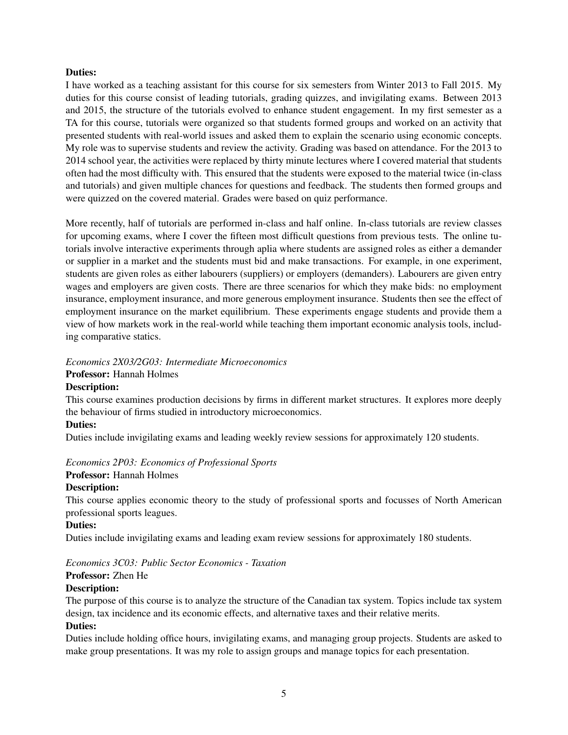**Duties:**

I have worked as a teaching assistant for this course for six semesters from Winter 2013 to Fall 2015. My duties for this course consist of leading tutorials, grading quizzes, and invigilating exams. Between 2013 and 2015, the structure of the tutorials evolved to enhance student engagement. In my first semester as a TA for this course, tutorials were organized so that students formed groups and worked on an activity that presented students with real-world issues and asked them to explain the scenario using economic concepts. My role was to supervise students and review the activity. Grading was based on attendance. For the 2013 to 2014 school year, the activities were replaced by thirty minute lectures where I covered material that students often had the most difficulty with. This ensured that the students were exposed to the material twice (in-class and tutorials) and given multiple chances for questions and feedback. The students then formed groups and were quizzed on the covered material. Grades were based on quiz performance.

More recently, half of tutorials are performed in-class and half online. In-class tutorials are review classes for upcoming exams, where I cover the fifteen most difficult questions from previous tests. The online tutorials involve interactive experiments through aplia where students are assigned roles as either a demander or supplier in a market and the students must bid and make transactions. For example, in one experiment, students are given roles as either labourers (suppliers) or employers (demanders). Labourers are given entry wages and employers are given costs. There are three scenarios for which they make bids: no employment insurance, employment insurance, and more generous employment insurance. Students then see the effect of employment insurance on the market equilibrium. These experiments engage students and provide them a view of how markets work in the real-world while teaching them important economic analysis tools, including comparative statics.

*Economics 2X03/2G03: Intermediate Microeconomics*

**Professor:** Hannah Holmes

**Description:**

This course examines production decisions by firms in different market structures. It explores more deeply the behaviour of firms studied in introductory microeconomics.

**Duties:**

Duties include invigilating exams and leading weekly review sessions for approximately 120 students.

*Economics 2P03: Economics of Professional Sports*

**Professor:** Hannah Holmes

**Description:**

This course applies economic theory to the study of professional sports and focusses of North American professional sports leagues.

**Duties:**

Duties include invigilating exams and leading exam review sessions for approximately 180 students.

*Economics 3C03: Public Sector Economics - Taxation*

**Professor:** Zhen He

**Description:**

The purpose of this course is to analyze the structure of the Canadian tax system. Topics include tax system design, tax incidence and its economic effects, and alternative taxes and their relative merits.

**Duties:**

Duties include holding office hours, invigilating exams, and managing group projects. Students are asked to make group presentations. It was my role to assign groups and manage topics for each presentation.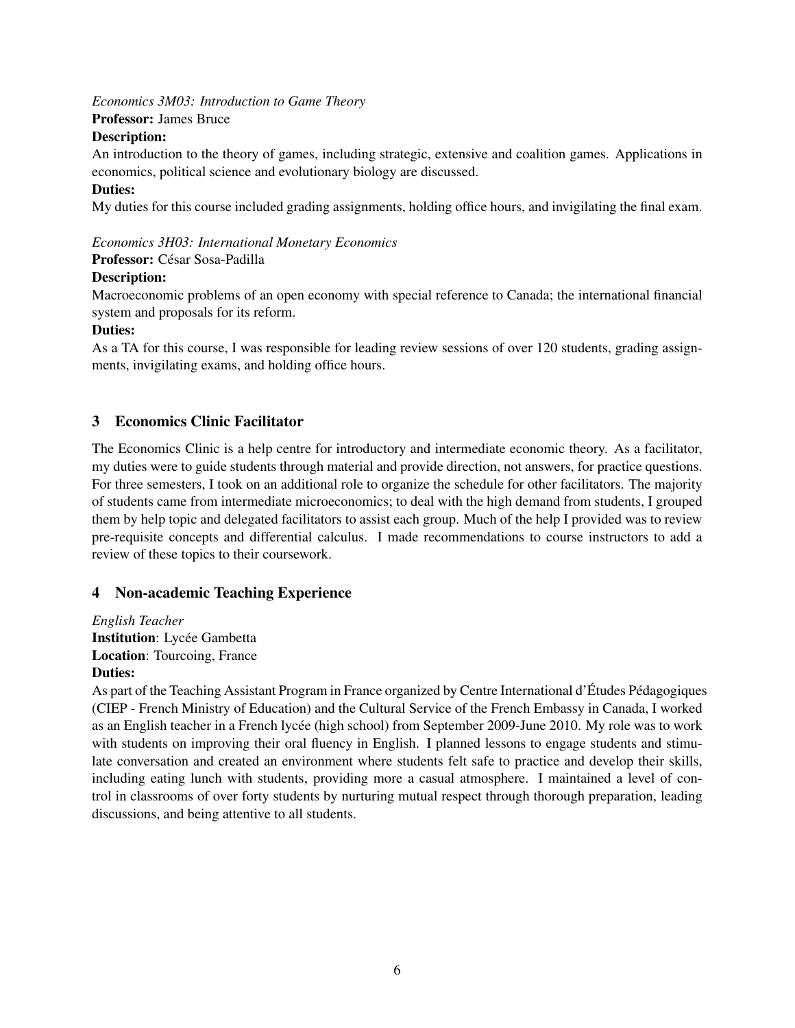*Economics 3M03: Introduction to Game Theory*

**Professor:** James Bruce

**Description:**

An introduction to the theory of games, including strategic, extensive and coalition games. Applications in economics, political science and evolutionary biology are discussed.

**Duties:**

My duties for this course included grading assignments, holding office hours, and invigilating the final exam.

*Economics 3H03: International Monetary Economics*

**Professor:** César Sosa-Padilla

**Description:**

Macroeconomic problems of an open economy with special reference to Canada; the international financial system and proposals for its reform.

**Duties:**

As a TA for this course, I was responsible for leading review sessions of over 120 students, grading assignments, invigilating exams, and holding office hours.

## 3 Economics Clinic Facilitator

The Economics Clinic is a help centre for introductory and intermediate economic theory. As a facilitator, my duties were to guide students through material and provide direction, not answers, for practice questions. For three semesters, I took on an additional role to organize the schedule for other facilitators. The majority of students came from intermediate microeconomics; to deal with the high demand from students, I grouped them by help topic and delegated facilitators to assist each group. Much of the help I provided was to review pre-requisite concepts and differential calculus. I made recommendations to course instructors to add a review of these topics to their coursework.

## 4 Non-academic Teaching Experience

*English Teacher*

**Institution**: Lycée Gambetta

**Location**: Tourcoing, France

**Duties:**

As part of the Teaching Assistant Program in France organized by Centre International d'Études Pédagogiques (CIEP - French Ministry of Education) and the Cultural Service of the French Embassy in Canada, I worked as an English teacher in a French lycée (high school) from September 2009-June 2010. My role was to work with students on improving their oral fluency in English. I planned lessons to engage students and stimulate conversation and created an environment where students felt safe to practice and develop their skills, including eating lunch with students, providing more a casual atmosphere. I maintained a level of control in classrooms of over forty students by nurturing mutual respect through thorough preparation, leading discussions, and being attentive to all students.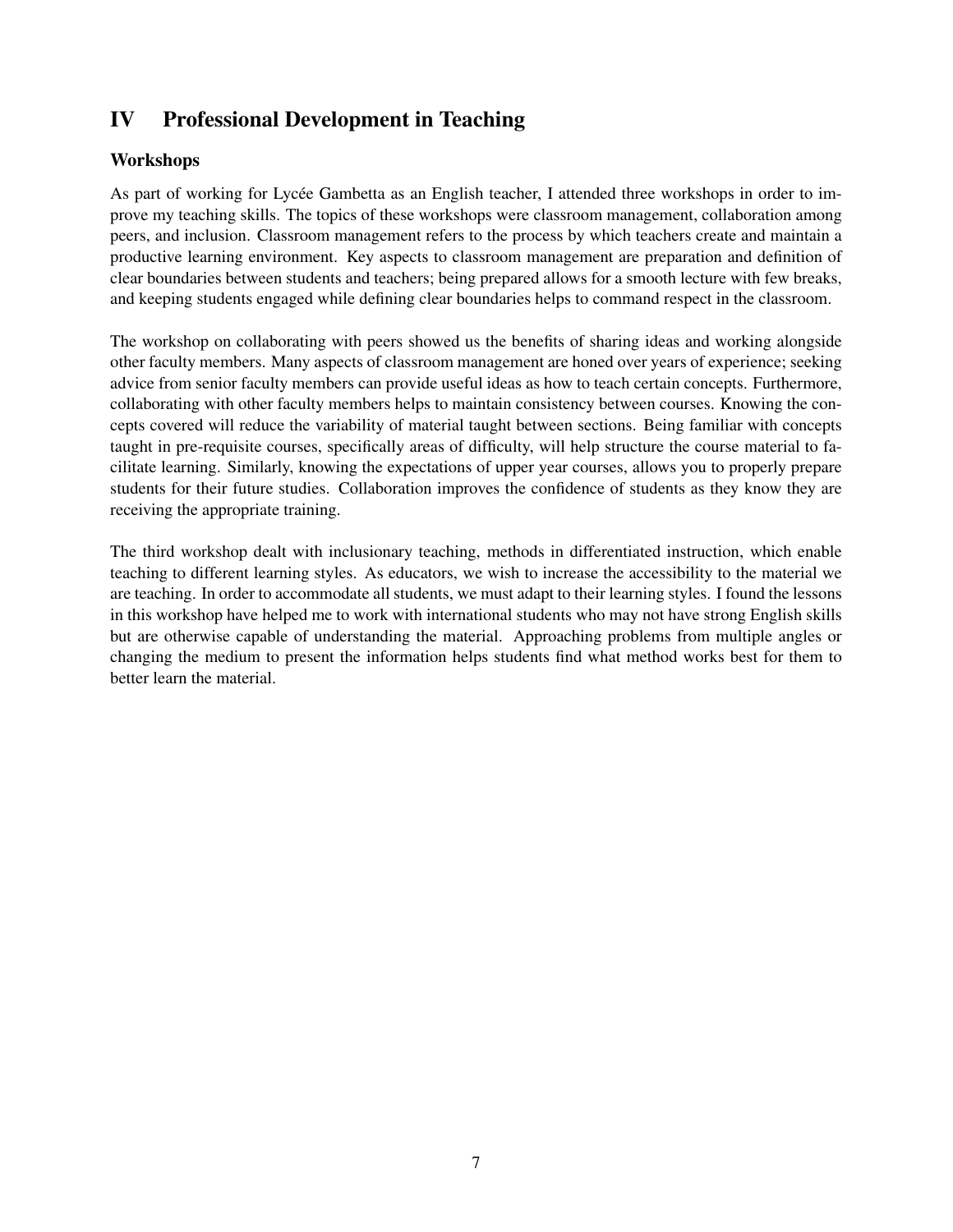# IV Professional Development in Teaching

## Workshops

As part of working for Lycée Gambetta as an English teacher, I attended three workshops in order to improve my teaching skills. The topics of these workshops were classroom management, collaboration among peers, and inclusion. Classroom management refers to the process by which teachers create and maintain a productive learning environment. Key aspects to classroom management are preparation and definition of clear boundaries between students and teachers; being prepared allows for a smooth lecture with few breaks, and keeping students engaged while defining clear boundaries helps to command respect in the classroom.

The workshop on collaborating with peers showed us the benefits of sharing ideas and working alongside other faculty members. Many aspects of classroom management are honed over years of experience; seeking advice from senior faculty members can provide useful ideas as how to teach certain concepts. Furthermore, collaborating with other faculty members helps to maintain consistency between courses. Knowing the concepts covered will reduce the variability of material taught between sections. Being familiar with concepts taught in pre-requisite courses, specifically areas of difficulty, will help structure the course material to facilitate learning. Similarly, knowing the expectations of upper year courses, allows you to properly prepare students for their future studies. Collaboration improves the confidence of students as they know they are receiving the appropriate training.

The third workshop dealt with inclusionary teaching, methods in differentiated instruction, which enable teaching to different learning styles. As educators, we wish to increase the accessibility to the material we are teaching. In order to accommodate all students, we must adapt to their learning styles. I found the lessons in this workshop have helped me to work with international students who may not have strong English skills but are otherwise capable of understanding the material. Approaching problems from multiple angles or changing the medium to present the information helps students find what method works best for them to better learn the material.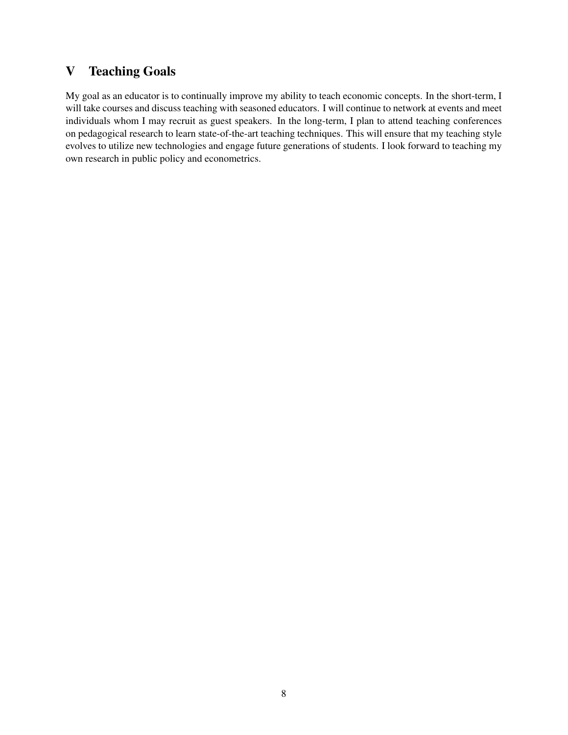## V Teaching Goals

My goal as an educator is to continually improve my ability to teach economic concepts. In the short-term, I will take courses and discuss teaching with seasoned educators. I will continue to network at events and meet individuals whom I may recruit as guest speakers. In the long-term, I plan to attend teaching conferences on pedagogical research to learn state-of-the-art teaching techniques. This will ensure that my teaching style evolves to utilize new technologies and engage future generations of students. I look forward to teaching my own research in public policy and econometrics.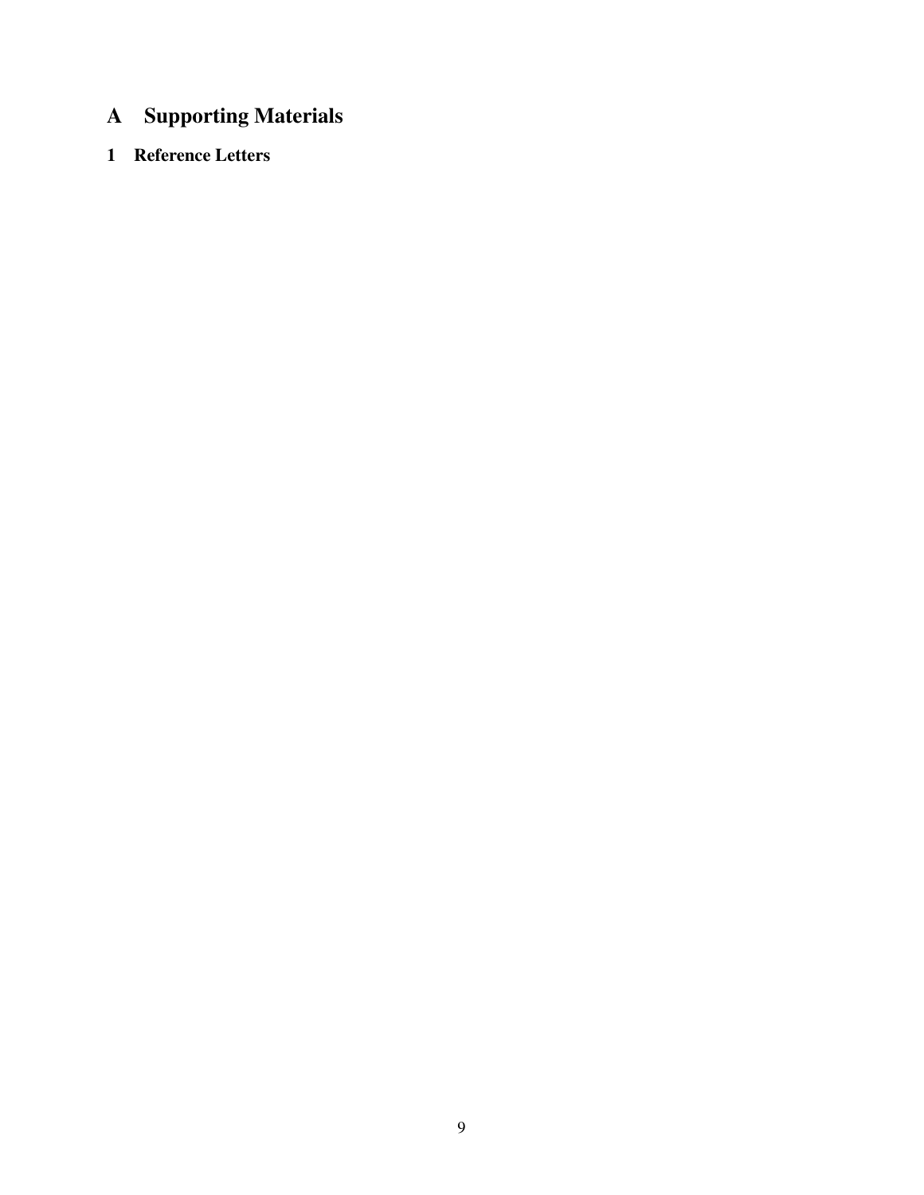# A Supporting Materials

## 1 Reference Letters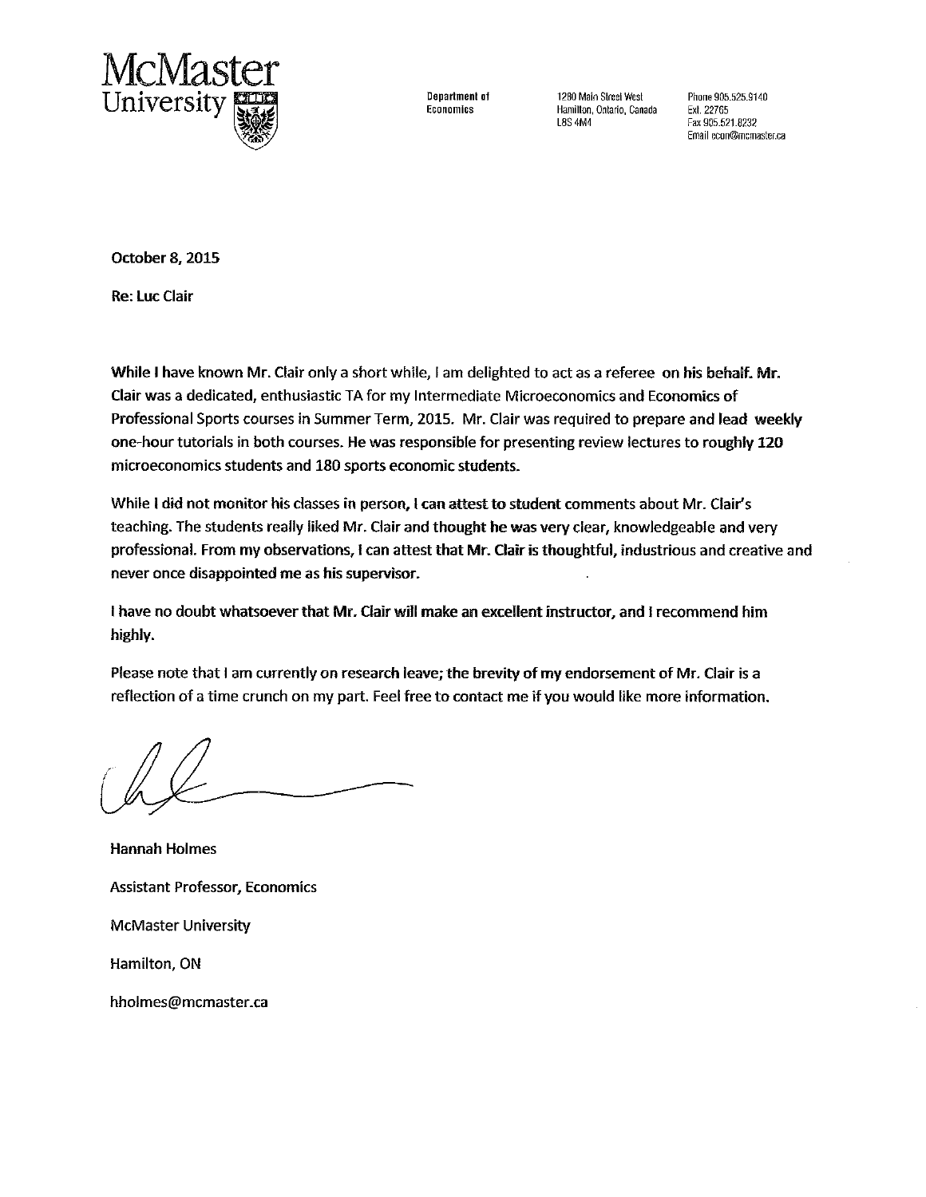**McMaster University**

Department of Economics

1280 Main Street West
Hamilton, Ontario, Canada
L8S 4M4

Phone 905.525.9140
Ext. 22765
Fax 905.521.8232
Email econ@mcmaster.ca

October 8, 2015

Re: Luc Clair

While I have known Mr. Clair only a short while, I am delighted to act as a referee on his behalf. Mr. Clair was a dedicated, enthusiastic TA for my Intermediate Microeconomics and Economics of Professional Sports courses in Summer Term, 2015. Mr. Clair was required to prepare and lead weekly one-hour tutorials in both courses. He was responsible for presenting review lectures to roughly 120 microeconomics students and 180 sports economic students.

While I did not monitor his classes in person, I can attest to student comments about Mr. Clair's teaching. The students really liked Mr. Clair and thought he was very clear, knowledgeable and very professional. From my observations, I can attest that Mr. Clair is thoughtful, industrious and creative and never once disappointed me as his supervisor.

I have no doubt whatsoever that Mr. Clair will make an excellent instructor, and I recommend him highly.

Please note that I am currently on research leave; the brevity of my endorsement of Mr. Clair is a reflection of a time crunch on my part. Feel free to contact me if you would like more information.

Hannah Holmes

Assistant Professor, Economics

McMaster University

Hamilton, ON

hholmes@mcmaster.ca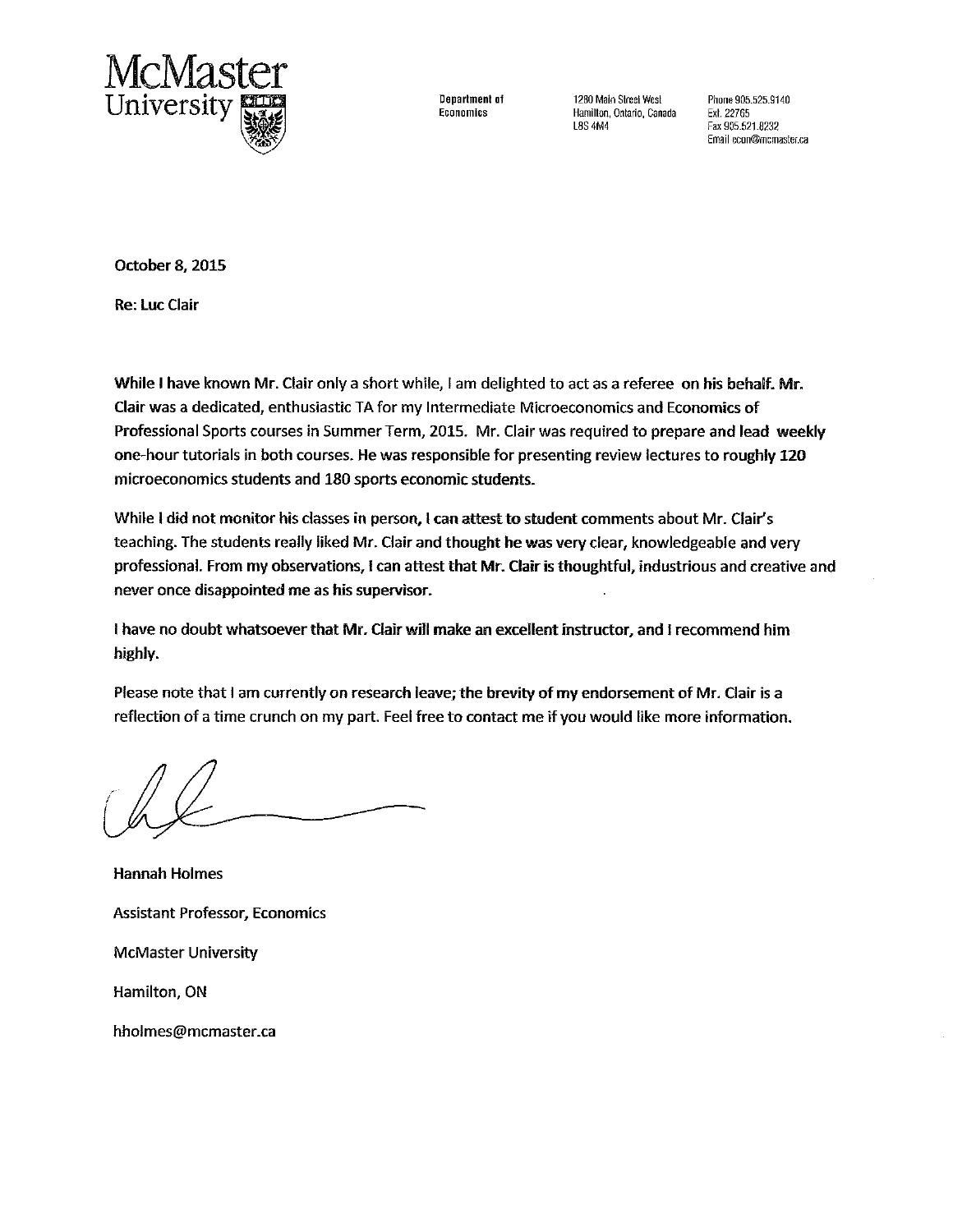**McMaster University**

Department of Economics

1280 Main Street West
Hamilton, Ontario, Canada
L8S 4M4

Phone 905.525.9140
Ext. 22765
Fax 905.521.8232
Email econ@mcmaster.ca

October 8, 2015

Re: Luc Clair

While I have known Mr. Clair only a short while, I am delighted to act as a referee on his behalf. Mr. Clair was a dedicated, enthusiastic TA for my Intermediate Microeconomics and Economics of Professional Sports courses in Summer Term, 2015. Mr. Clair was required to prepare and lead weekly one-hour tutorials in both courses. He was responsible for presenting review lectures to roughly 120 microeconomics students and 180 sports economic students.

While I did not monitor his classes in person, I can attest to student comments about Mr. Clair's teaching. The students really liked Mr. Clair and thought he was very clear, knowledgeable and very professional. From my observations, I can attest that Mr. Clair is thoughtful, industrious and creative and never once disappointed me as his supervisor.

I have no doubt whatsoever that Mr. Clair will make an excellent instructor, and I recommend him highly.

Please note that I am currently on research leave; the brevity of my endorsement of Mr. Clair is a reflection of a time crunch on my part. Feel free to contact me if you would like more information.

Hannah Holmes

Assistant Professor, Economics

McMaster University

Hamilton, ON

hholmes@mcmaster.ca